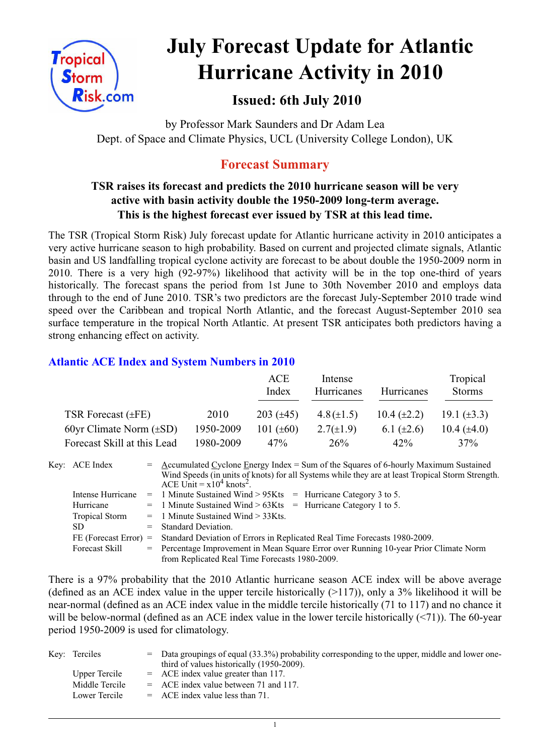# July Forecast Update for Atlantic Hurricane Activity in 2010

## Issued: 6th July 2010

by Professor Mark Saunders and Dr Adam Lea
Dept. of Space and Climate Physics, UCL (University College London), UK

## Forecast Summary

**TSR raises its forecast and predicts the 2010 hurricane season will be very active with basin activity double the 1950-2009 long-term average. This is the highest forecast ever issued by TSR at this lead time.**

The TSR (Tropical Storm Risk) July forecast update for Atlantic hurricane activity in 2010 anticipates a very active hurricane season to high probability. Based on current and projected climate signals, Atlantic basin and US landfalling tropical cyclone activity are forecast to be about double the 1950-2009 norm in 2010. There is a very high (92-97%) likelihood that activity will be in the top one-third of years historically. The forecast spans the period from 1st June to 30th November 2010 and employs data through to the end of June 2010. TSR's two predictors are the forecast July-September 2010 trade wind speed over the Caribbean and tropical North Atlantic, and the forecast August-September 2010 sea surface temperature in the tropical North Atlantic. At present TSR anticipates both predictors having a strong enhancing effect on activity.

### Atlantic ACE Index and System Numbers in 2010

| | | ACE Index | Intense Hurricanes | Hurricanes | Tropical Storms |
|---|---|---|---|---|---|
| TSR Forecast (±FE) | 2010 | 203 (±45) | 4.8 (±1.5) | 10.4 (±2.2) | 19.1 (±3.3) |
| 60yr Climate Norm (±SD) | 1950-2009 | 101 (±60) | 2.7 (±1.9) | 6.1 (±2.6) | 10.4 (±4.0) |
| Forecast Skill at this Lead | 1980-2009 | 47% | 26% | 42% | 37% |

Key:
- ACE Index = Accumulated Cyclone Energy Index = Sum of the Squares of 6-hourly Maximum Sustained Wind Speeds (in units of knots) for all Systems while they are at least Tropical Storm Strength. ACE Unit = $x10^4$ $knots^2$.
- Intense Hurricane = 1 Minute Sustained Wind > 95Kts = Hurricane Category 3 to 5.
- Hurricane = 1 Minute Sustained Wind > 63Kts = Hurricane Category 1 to 5.
- Tropical Storm = 1 Minute Sustained Wind > 33Kts.
- SD = Standard Deviation.
- FE (Forecast Error) = Standard Deviation of Errors in Replicated Real Time Forecasts 1980-2009.
- Forecast Skill = Percentage Improvement in Mean Square Error over Running 10-year Prior Climate Norm from Replicated Real Time Forecasts 1980-2009.

There is a 97% probability that the 2010 Atlantic hurricane season ACE index will be above average (defined as an ACE index value in the upper tercile historically (>117)), only a 3% likelihood it will be near-normal (defined as an ACE index value in the middle tercile historically (71 to 117) and no chance it will be below-normal (defined as an ACE index value in the lower tercile historically (<71)). The 60-year period 1950-2009 is used for climatology.

Key:
- Terciles = Data groupings of equal (33.3%) probability corresponding to the upper, middle and lower one-third of values historically (1950-2009).
- Upper Tercile = ACE index value greater than 117.
- Middle Tercile = ACE index value between 71 and 117.
- Lower Tercile = ACE index value less than 71.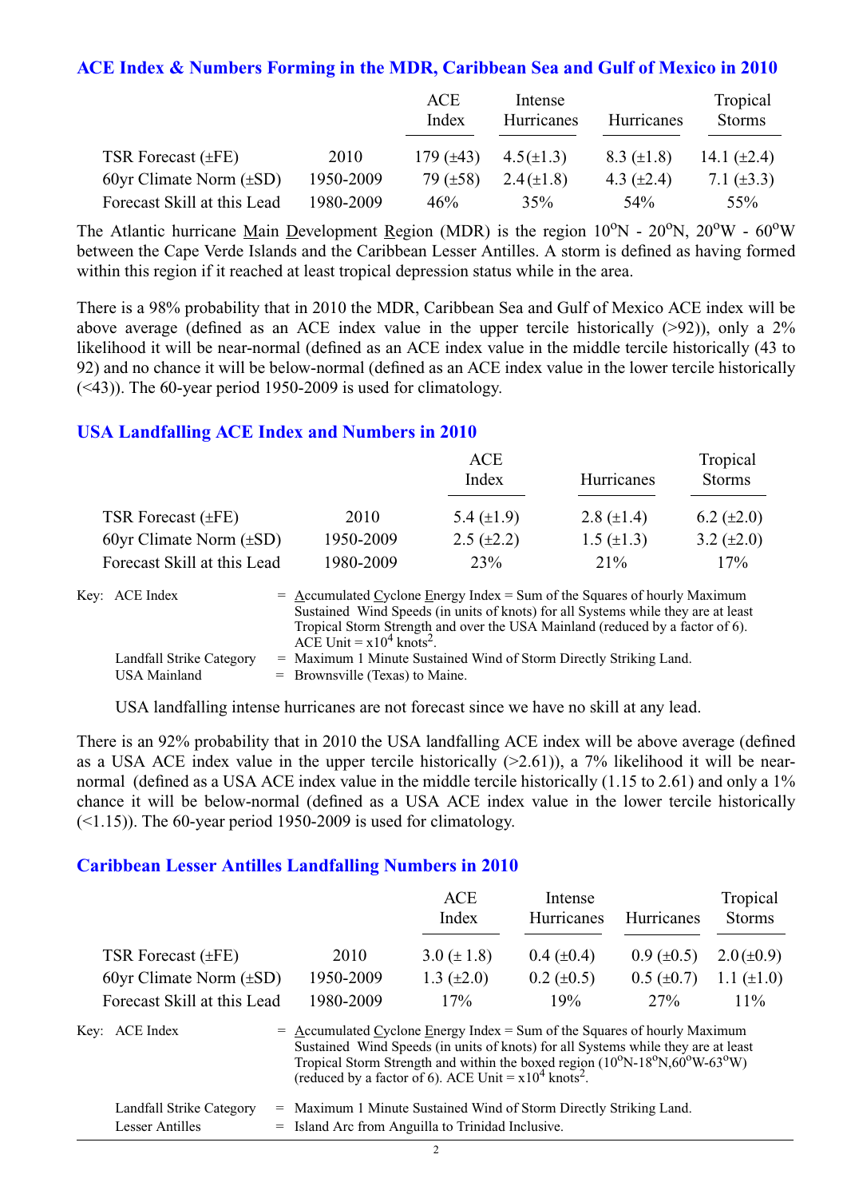## ACE Index & Numbers Forming in the MDR, Caribbean Sea and Gulf of Mexico in 2010

| | | ACE Index | Intense Hurricanes | Hurricanes | Tropical Storms |
|---|---|---|---|---|---|
| TSR Forecast (±FE) | 2010 | 179 (±43) | 4.5(±1.3) | 8.3 (±1.8) | 14.1 (±2.4) |
| 60yr Climate Norm (±SD) | 1950-2009 | 79 (±58) | 2.4(±1.8) | 4.3 (±2.4) | 7.1 (±3.3) |
| Forecast Skill at this Lead | 1980-2009 | 46% | 35% | 54% | 55% |

The Atlantic hurricane Main Development Region (MDR) is the region 10°N - 20°N, 20°W - 60°W between the Cape Verde Islands and the Caribbean Lesser Antilles. A storm is defined as having formed within this region if it reached at least tropical depression status while in the area.

There is a 98% probability that in 2010 the MDR, Caribbean Sea and Gulf of Mexico ACE index will be above average (defined as an ACE index value in the upper tercile historically (>92)), only a 2% likelihood it will be near-normal (defined as an ACE index value in the middle tercile historically (43 to 92) and no chance it will be below-normal (defined as an ACE index value in the lower tercile historically (<43)). The 60-year period 1950-2009 is used for climatology.

## USA Landfalling ACE Index and Numbers in 2010

| | | ACE Index | Hurricanes | Tropical Storms |
|---|---|---|---|---|
| TSR Forecast (±FE) | 2010 | 5.4 (±1.9) | 2.8 (±1.4) | 6.2 (±2.0) |
| 60yr Climate Norm (±SD) | 1950-2009 | 2.5 (±2.2) | 1.5 (±1.3) | 3.2 (±2.0) |
| Forecast Skill at this Lead | 1980-2009 | 23% | 21% | 17% |

Key: ACE Index = Accumulated Cyclone Energy Index = Sum of the Squares of hourly Maximum Sustained Wind Speeds (in units of knots) for all Systems while they are at least Tropical Storm Strength and over the USA Mainland (reduced by a factor of 6). ACE Unit = $x10^4$ knots$^2$.

Landfall Strike Category = Maximum 1 Minute Sustained Wind of Storm Directly Striking Land.

USA Mainland = Brownsville (Texas) to Maine.

USA landfalling intense hurricanes are not forecast since we have no skill at any lead.

There is an 92% probability that in 2010 the USA landfalling ACE index will be above average (defined as a USA ACE index value in the upper tercile historically (>2.61)), a 7% likelihood it will be near-normal (defined as a USA ACE index value in the middle tercile historically (1.15 to 2.61) and only a 1% chance it will be below-normal (defined as a USA ACE index value in the lower tercile historically (<1.15)). The 60-year period 1950-2009 is used for climatology.

## Caribbean Lesser Antilles Landfalling Numbers in 2010

| | | ACE Index | Intense Hurricanes | Hurricanes | Tropical Storms |
|---|---|---|---|---|---|
| TSR Forecast (±FE) | 2010 | 3.0 (± 1.8) | 0.4 (±0.4) | 0.9 (±0.5) | 2.0 (±0.9) |
| 60yr Climate Norm (±SD) | 1950-2009 | 1.3 (±2.0) | 0.2 (±0.5) | 0.5 (±0.7) | 1.1 (±1.0) |
| Forecast Skill at this Lead | 1980-2009 | 17% | 19% | 27% | 11% |

Key: ACE Index = Accumulated Cyclone Energy Index = Sum of the Squares of hourly Maximum Sustained Wind Speeds (in units of knots) for all Systems while they are at least Tropical Storm Strength and within the boxed region (10°N-18°N,60°W-63°W) (reduced by a factor of 6). ACE Unit = $x10^4$ knots$^2$.

Landfall Strike Category = Maximum 1 Minute Sustained Wind of Storm Directly Striking Land.

Lesser Antilles = Island Arc from Anguilla to Trinidad Inclusive.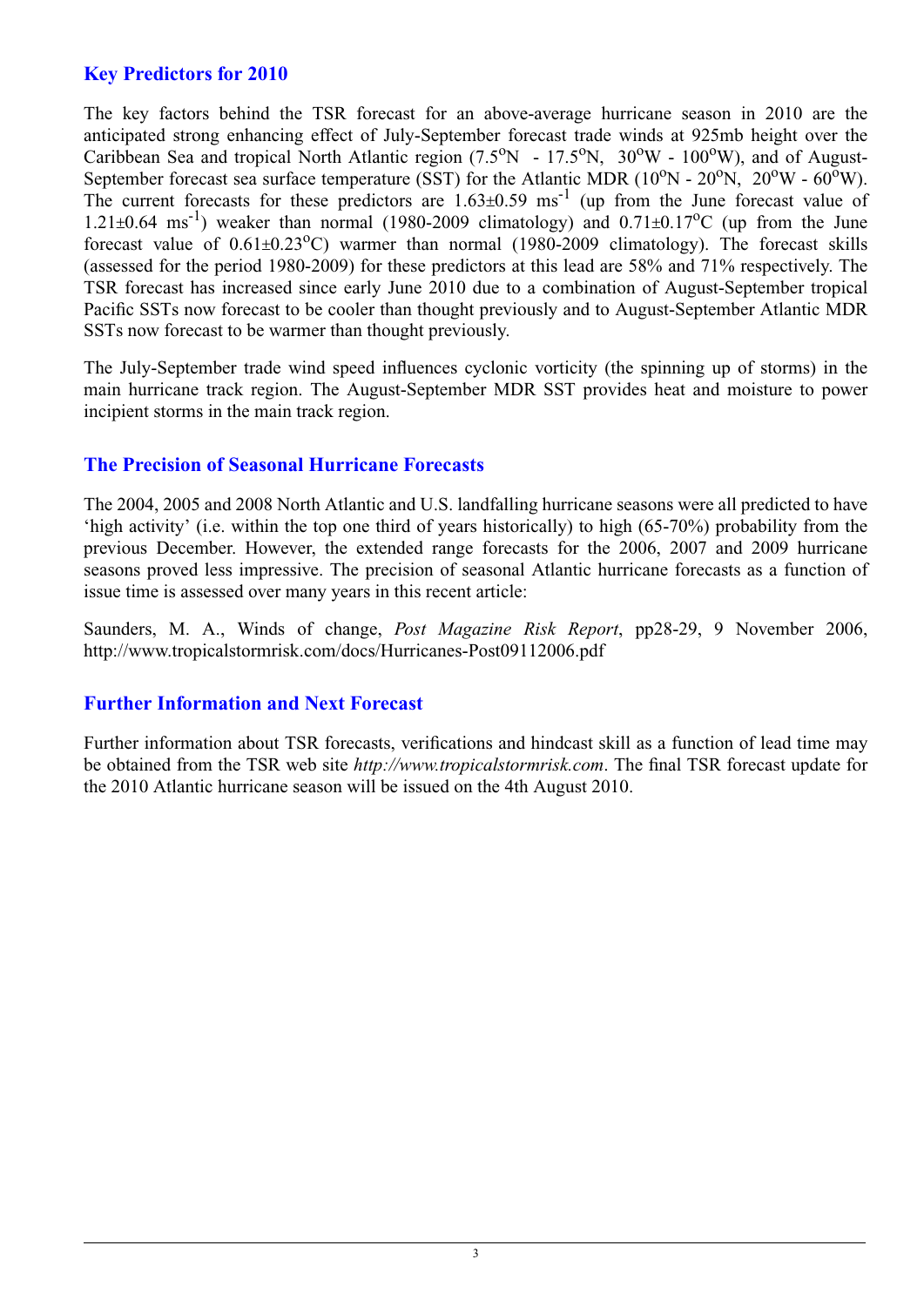## Key Predictors for 2010

The key factors behind the TSR forecast for an above-average hurricane season in 2010 are the anticipated strong enhancing effect of July-September forecast trade winds at 925mb height over the Caribbean Sea and tropical North Atlantic region ($7.5^oN$ - $17.5^oN$, $30^oW$ - $100^oW$), and of August-September forecast sea surface temperature (SST) for the Atlantic MDR ($10^oN$ - $20^oN$, $20^oW$ - $60^oW$). The current forecasts for these predictors are $1.63\pm0.59$ $ms^{-1}$ (up from the June forecast value of $1.21\pm0.64$ $ms^{-1}$) weaker than normal (1980-2009 climatology) and $0.71\pm0.17^oC$ (up from the June forecast value of $0.61\pm0.23^oC$) warmer than normal (1980-2009 climatology). The forecast skills (assessed for the period 1980-2009) for these predictors at this lead are 58% and 71% respectively. The TSR forecast has increased since early June 2010 due to a combination of August-September tropical Pacific SSTs now forecast to be cooler than thought previously and to August-September Atlantic MDR SSTs now forecast to be warmer than thought previously.

The July-September trade wind speed influences cyclonic vorticity (the spinning up of storms) in the main hurricane track region. The August-September MDR SST provides heat and moisture to power incipient storms in the main track region.

## The Precision of Seasonal Hurricane Forecasts

The 2004, 2005 and 2008 North Atlantic and U.S. landfalling hurricane seasons were all predicted to have 'high activity' (i.e. within the top one third of years historically) to high (65-70%) probability from the previous December. However, the extended range forecasts for the 2006, 2007 and 2009 hurricane seasons proved less impressive. The precision of seasonal Atlantic hurricane forecasts as a function of issue time is assessed over many years in this recent article:

Saunders, M. A., Winds of change, *Post Magazine Risk Report*, pp28-29, 9 November 2006, http://www.tropicalstormrisk.com/docs/Hurricanes-Post09112006.pdf

## Further Information and Next Forecast

Further information about TSR forecasts, verifications and hindcast skill as a function of lead time may be obtained from the TSR web site *http://www.tropicalstormrisk.com*. The final TSR forecast update for the 2010 Atlantic hurricane season will be issued on the 4th August 2010.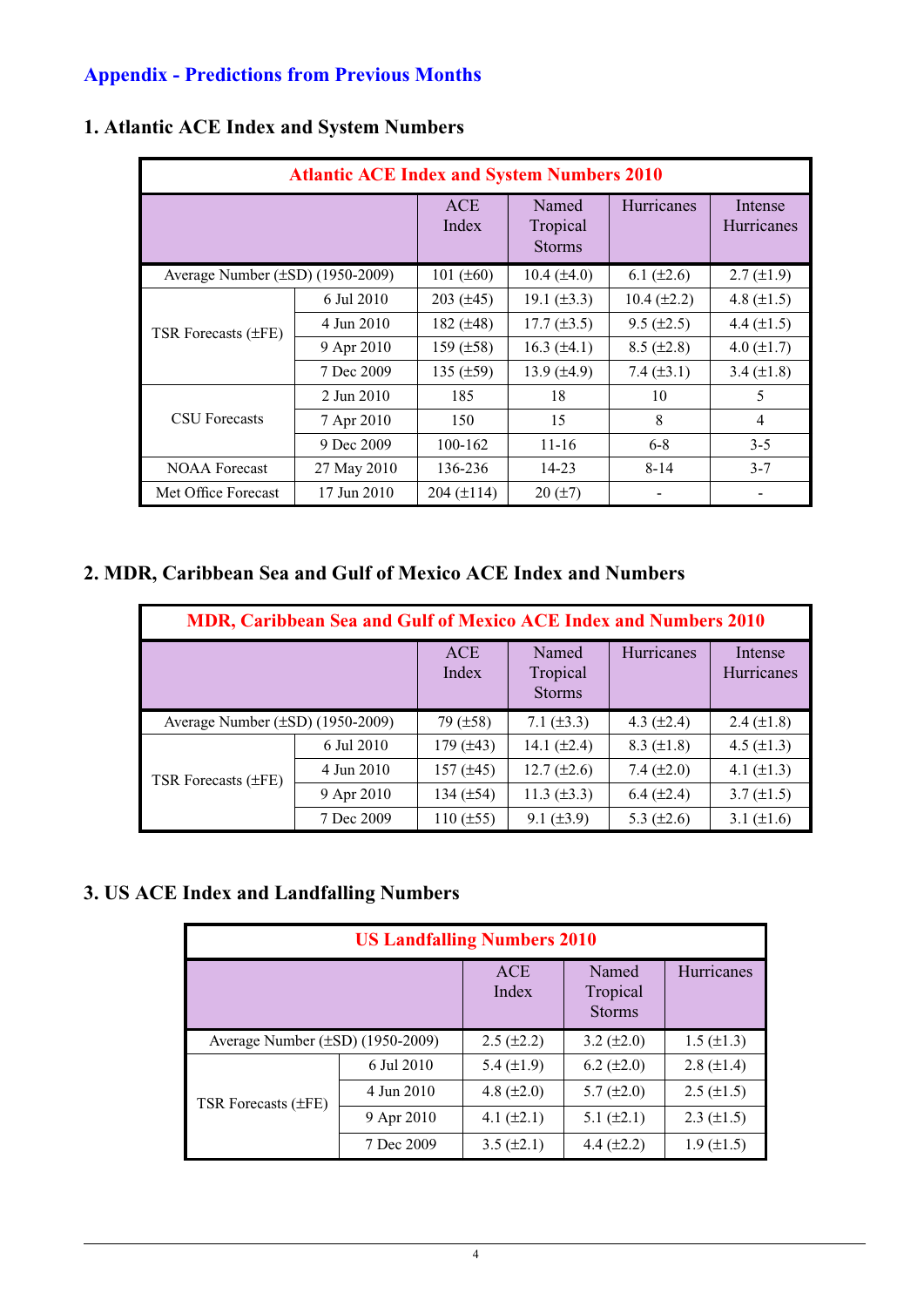## Appendix - Predictions from Previous Months

### 1. Atlantic ACE Index and System Numbers

| Atlantic ACE Index and System Numbers 2010 | | | | | |
|---|---|---|---|---|---|
| | | ACE Index | Named Tropical Storms | Hurricanes | Intense Hurricanes |
| Average Number (±SD) (1950-2009) | | 101 (±60) | 10.4 (±4.0) | 6.1 (±2.6) | 2.7 (±1.9) |
| TSR Forecasts (±FE) | 6 Jul 2010 | 203 (±45) | 19.1 (±3.3) | 10.4 (±2.2) | 4.8 (±1.5) |
| | 4 Jun 2010 | 182 (±48) | 17.7 (±3.5) | 9.5 (±2.5) | 4.4 (±1.5) |
| | 9 Apr 2010 | 159 (±58) | 16.3 (±4.1) | 8.5 (±2.8) | 4.0 (±1.7) |
| | 7 Dec 2009 | 135 (±59) | 13.9 (±4.9) | 7.4 (±3.1) | 3.4 (±1.8) |
| CSU Forecasts | 2 Jun 2010 | 185 | 18 | 10 | 5 |
| | 7 Apr 2010 | 150 | 15 | 8 | 4 |
| | 9 Dec 2009 | 100-162 | 11-16 | 6-8 | 3-5 |
| NOAA Forecast | 27 May 2010 | 136-236 | 14-23 | 8-14 | 3-7 |
| Met Office Forecast | 17 Jun 2010 | 204 (±114) | 20 (±7) | - | - |

### 2. MDR, Caribbean Sea and Gulf of Mexico ACE Index and Numbers

| MDR, Caribbean Sea and Gulf of Mexico ACE Index and Numbers 2010 | | | | | |
|---|---|---|---|---|---|
| | | ACE Index | Named Tropical Storms | Hurricanes | Intense Hurricanes |
| Average Number (±SD) (1950-2009) | | 79 (±58) | 7.1 (±3.3) | 4.3 (±2.4) | 2.4 (±1.8) |
| TSR Forecasts (±FE) | 6 Jul 2010 | 179 (±43) | 14.1 (±2.4) | 8.3 (±1.8) | 4.5 (±1.3) |
| | 4 Jun 2010 | 157 (±45) | 12.7 (±2.6) | 7.4 (±2.0) | 4.1 (±1.3) |
| | 9 Apr 2010 | 134 (±54) | 11.3 (±3.3) | 6.4 (±2.4) | 3.7 (±1.5) |
| | 7 Dec 2009 | 110 (±55) | 9.1 (±3.9) | 5.3 (±2.6) | 3.1 (±1.6) |

### 3. US ACE Index and Landfalling Numbers

| US Landfalling Numbers 2010 | | | | |
|---|---|---|---|---|
| | | ACE Index | Named Tropical Storms | Hurricanes |
| Average Number (±SD) (1950-2009) | | 2.5 (±2.2) | 3.2 (±2.0) | 1.5 (±1.3) |
| TSR Forecasts (±FE) | 6 Jul 2010 | 5.4 (±1.9) | 6.2 (±2.0) | 2.8 (±1.4) |
| | 4 Jun 2010 | 4.8 (±2.0) | 5.7 (±2.0) | 2.5 (±1.5) |
| | 9 Apr 2010 | 4.1 (±2.1) | 5.1 (±2.1) | 2.3 (±1.5) |
| | 7 Dec 2009 | 3.5 (±2.1) | 4.4 (±2.2) | 1.9 (±1.5) |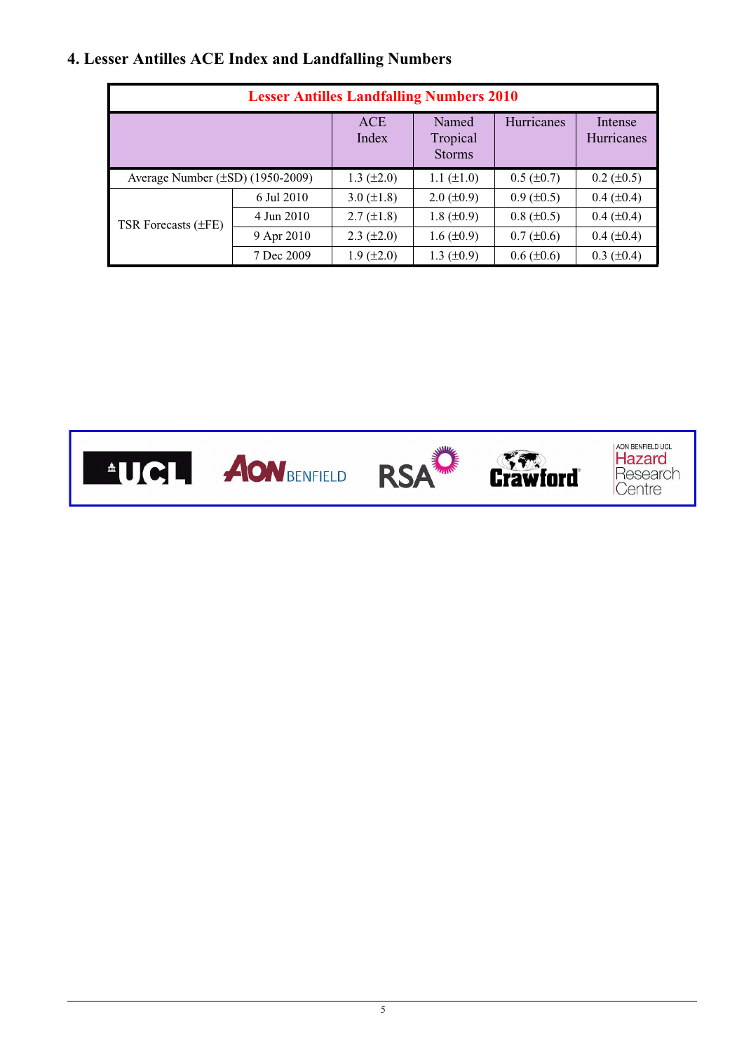## 4. Lesser Antilles ACE Index and Landfalling Numbers

| Lesser Antilles Landfalling Numbers 2010 | | | | | |
|---|---|---|---|---|---|
| | | ACE Index | Named Tropical Storms | Hurricanes | Intense Hurricanes |
| Average Number (±SD) (1950-2009) | | 1.3 (±2.0) | 1.1 (±1.0) | 0.5 (±0.7) | 0.2 (±0.5) |
| TSR Forecasts (±FE) | 6 Jul 2010 | 3.0 (±1.8) | 2.0 (±0.9) | 0.9 (±0.5) | 0.4 (±0.4) |
| | 4 Jun 2010 | 2.7 (±1.8) | 1.8 (±0.9) | 0.8 (±0.5) | 0.4 (±0.4) |
| | 9 Apr 2010 | 2.3 (±2.0) | 1.6 (±0.9) | 0.7 (±0.6) | 0.4 (±0.4) |
| | 7 Dec 2009 | 1.9 (±2.0) | 1.3 (±0.9) | 0.6 (±0.6) | 0.3 (±0.4) |

UCL | AON BENFIELD | RSA | Crawford | AON BENFIELD UCL Hazard Research Centre